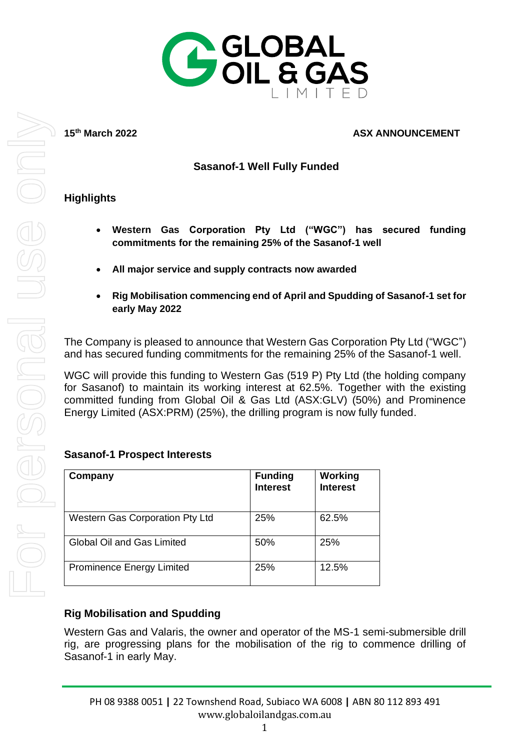15th March 2022

**ASX ANNOUNCEMENT**

## Sasanof-1 Well Fully Funded

### Highlights

- **Western Gas Corporation Pty Ltd ("WGC") has secured funding commitments for the remaining 25% of the Sasanof-1 well**
- **All major service and supply contracts now awarded**
- **Rig Mobilisation commencing end of April and Spudding of Sasanof-1 set for early May 2022**

The Company is pleased to announce that Western Gas Corporation Pty Ltd ("WGC") and has secured funding commitments for the remaining 25% of the Sasanof-1 well.

WGC will provide this funding to Western Gas (519 P) Pty Ltd (the holding company for Sasanof) to maintain its working interest at 62.5%. Together with the existing committed funding from Global Oil & Gas Ltd (ASX:GLV) (50%) and Prominence Energy Limited (ASX:PRM) (25%), the drilling program is now fully funded.

### Sasanof-1 Prospect Interests

| Company | Funding Interest | Working Interest |
|---|---|---|
| Western Gas Corporation Pty Ltd | 25% | 62.5% |
| Global Oil and Gas Limited | 50% | 25% |
| Prominence Energy Limited | 25% | 12.5% |

### Rig Mobilisation and Spudding

Western Gas and Valaris, the owner and operator of the MS-1 semi-submersible drill rig, are progressing plans for the mobilisation of the rig to commence drilling of Sasanof-1 in early May.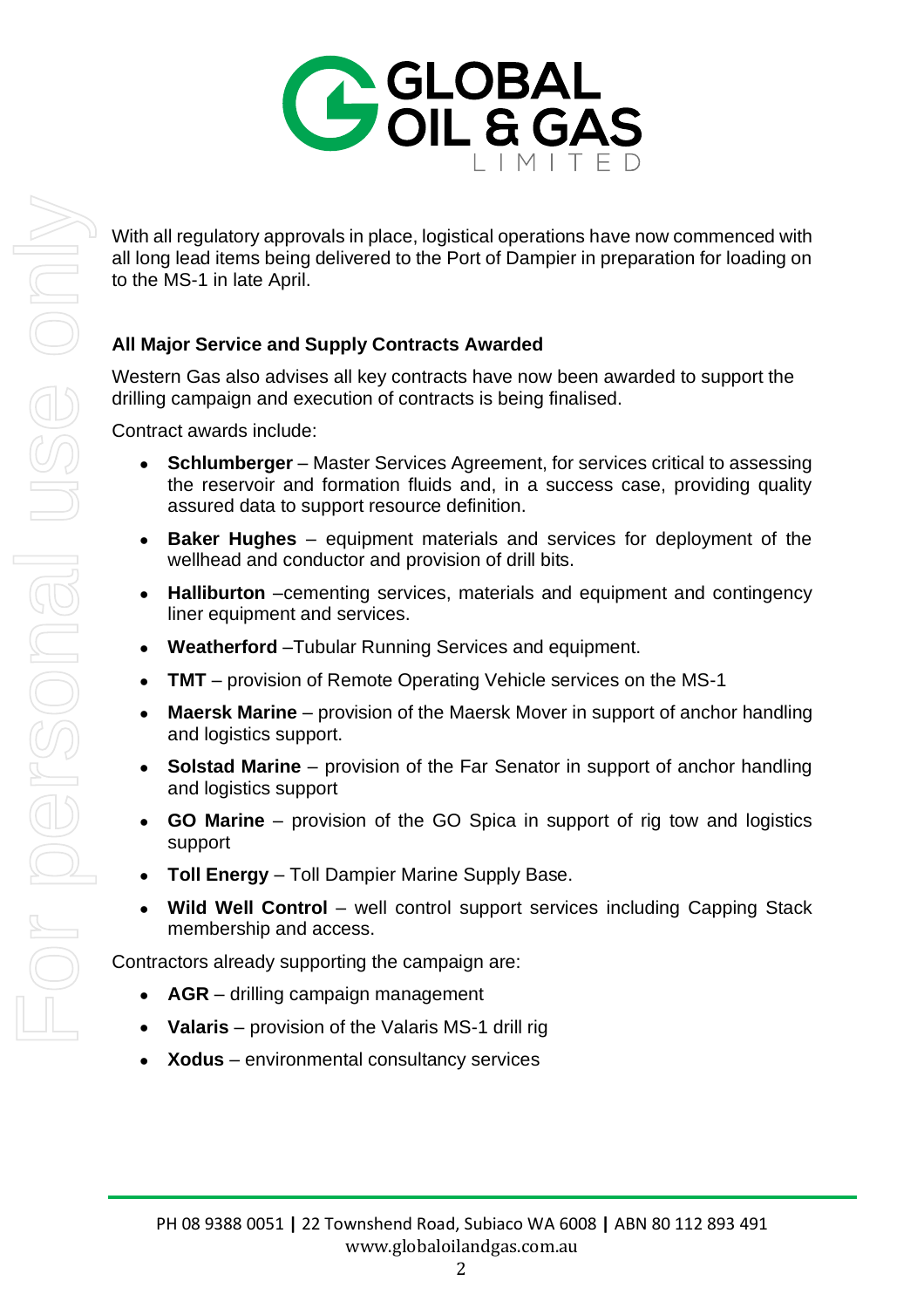With all regulatory approvals in place, logistical operations have now commenced with all long lead items being delivered to the Port of Dampier in preparation for loading on to the MS-1 in late April.

**All Major Service and Supply Contracts Awarded**

Western Gas also advises all key contracts have now been awarded to support the drilling campaign and execution of contracts is being finalised.

Contract awards include:

- **Schlumberger** – Master Services Agreement, for services critical to assessing the reservoir and formation fluids and, in a success case, providing quality assured data to support resource definition.
- **Baker Hughes** – equipment materials and services for deployment of the wellhead and conductor and provision of drill bits.
- **Halliburton** –cementing services, materials and equipment and contingency liner equipment and services.
- **Weatherford** –Tubular Running Services and equipment.
- **TMT** – provision of Remote Operating Vehicle services on the MS-1
- **Maersk Marine** – provision of the Maersk Mover in support of anchor handling and logistics support.
- **Solstad Marine** – provision of the Far Senator in support of anchor handling and logistics support
- **GO Marine** – provision of the GO Spica in support of rig tow and logistics support
- **Toll Energy** – Toll Dampier Marine Supply Base.
- **Wild Well Control** – well control support services including Capping Stack membership and access.

Contractors already supporting the campaign are:

- **AGR** – drilling campaign management
- **Valaris** – provision of the Valaris MS-1 drill rig
- **Xodus** – environmental consultancy services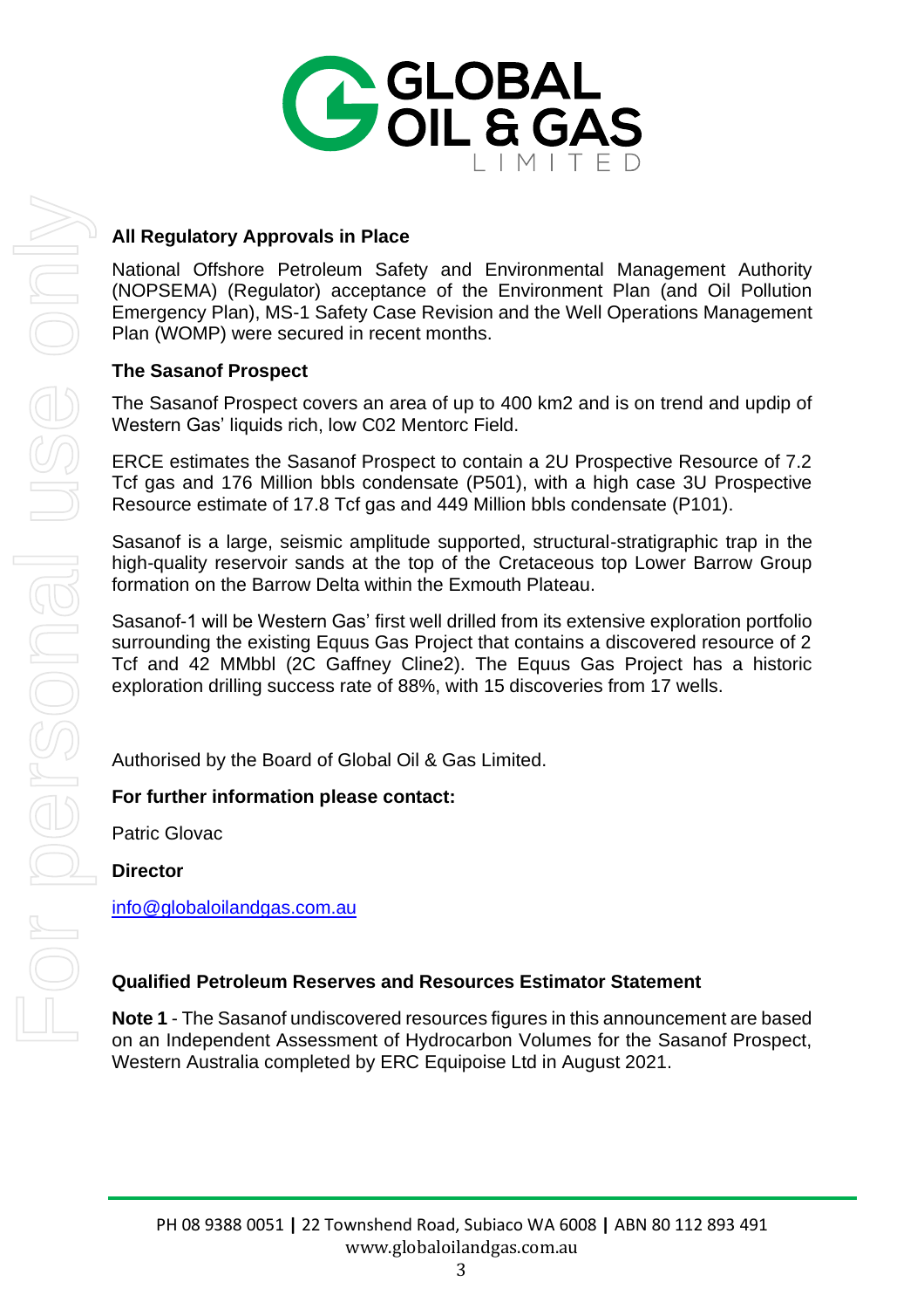**All Regulatory Approvals in Place**

National Offshore Petroleum Safety and Environmental Management Authority (NOPSEMA) (Regulator) acceptance of the Environment Plan (and Oil Pollution Emergency Plan), MS-1 Safety Case Revision and the Well Operations Management Plan (WOMP) were secured in recent months.

**The Sasanof Prospect**

The Sasanof Prospect covers an area of up to 400 km2 and is on trend and updip of Western Gas' liquids rich, low C02 Mentorc Field.

ERCE estimates the Sasanof Prospect to contain a 2U Prospective Resource of 7.2 Tcf gas and 176 Million bbls condensate (P501), with a high case 3U Prospective Resource estimate of 17.8 Tcf gas and 449 Million bbls condensate (P101).

Sasanof is a large, seismic amplitude supported, structural-stratigraphic trap in the high-quality reservoir sands at the top of the Cretaceous top Lower Barrow Group formation on the Barrow Delta within the Exmouth Plateau.

Sasanof-1 will be Western Gas' first well drilled from its extensive exploration portfolio surrounding the existing Equus Gas Project that contains a discovered resource of 2 Tcf and 42 MMbbl (2C Gaffney Cline2). The Equus Gas Project has a historic exploration drilling success rate of 88%, with 15 discoveries from 17 wells.

Authorised by the Board of Global Oil & Gas Limited.

**For further information please contact:**

Patric Glovac

**Director**

info@globaloilandgas.com.au

**Qualified Petroleum Reserves and Resources Estimator Statement**

**Note 1** - The Sasanof undiscovered resources figures in this announcement are based on an Independent Assessment of Hydrocarbon Volumes for the Sasanof Prospect, Western Australia completed by ERC Equipoise Ltd in August 2021.